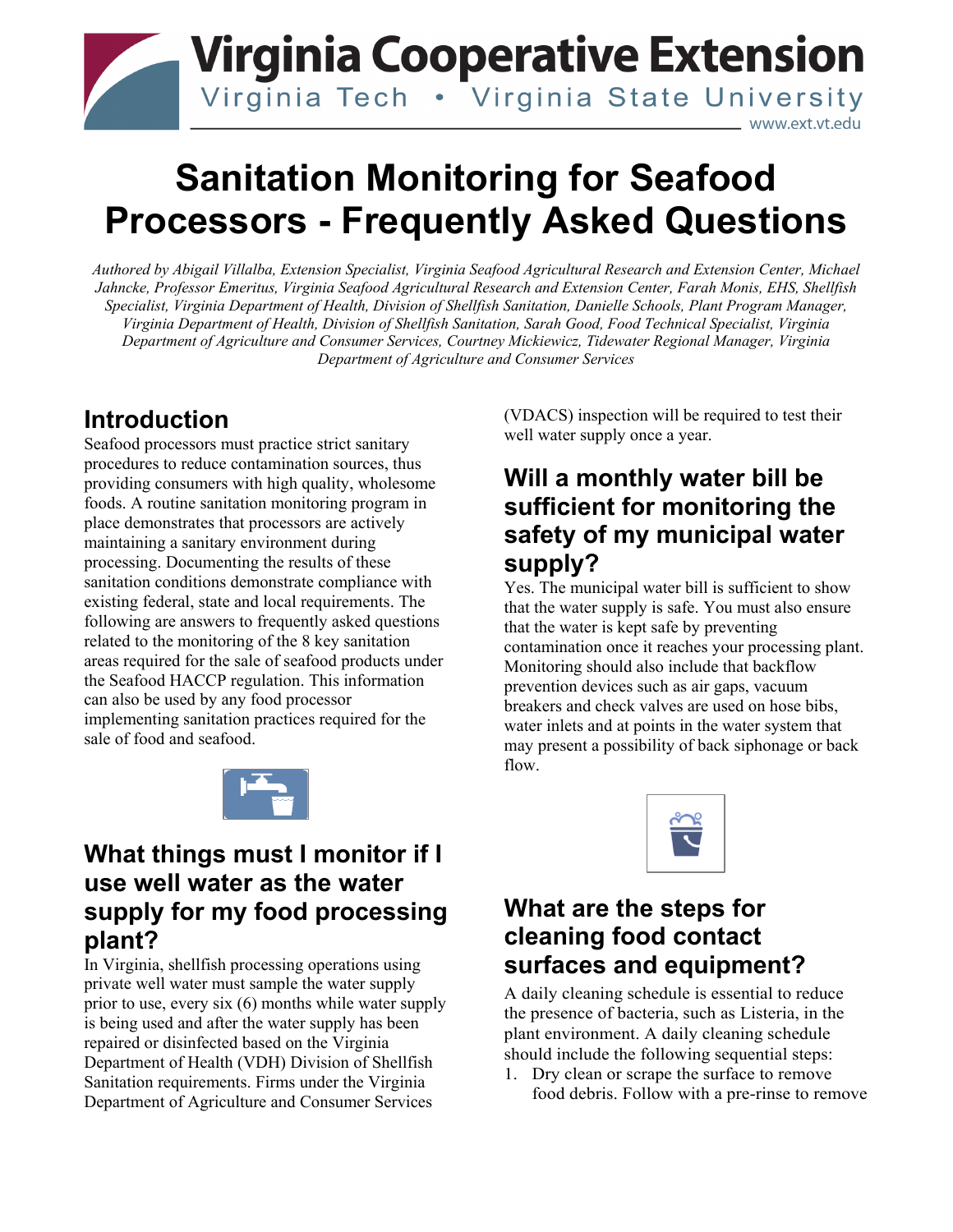Virginia Cooperative Extension

Virginia Tech • Virginia State University

www.ext.vt.edu

# Sanitation Monitoring for Seafood Processors - Frequently Asked Questions

*Authored by Abigail Villalba, Extension Specialist, Virginia Seafood Agricultural Research and Extension Center, Michael Jahncke, Professor Emeritus, Virginia Seafood Agricultural Research and Extension Center, Farah Monis, EHS, Shellfish Specialist, Virginia Department of Health, Division of Shellfish Sanitation, Danielle Schools, Plant Program Manager, Virginia Department of Health, Division of Shellfish Sanitation, Sarah Good, Food Technical Specialist, Virginia Department of Agriculture and Consumer Services, Courtney Mickiewicz, Tidewater Regional Manager, Virginia Department of Agriculture and Consumer Services*

## Introduction

Seafood processors must practice strict sanitary procedures to reduce contamination sources, thus providing consumers with high quality, wholesome foods. A routine sanitation monitoring program in place demonstrates that processors are actively maintaining a sanitary environment during processing. Documenting the results of these sanitation conditions demonstrate compliance with existing federal, state and local requirements. The following are answers to frequently asked questions related to the monitoring of the 8 key sanitation areas required for the sale of seafood products under the Seafood HACCP regulation. This information can also be used by any food processor implementing sanitation practices required for the sale of food and seafood.

## What things must I monitor if I use well water as the water supply for my food processing plant?

In Virginia, shellfish processing operations using private well water must sample the water supply prior to use, every six (6) months while water supply is being used and after the water supply has been repaired or disinfected based on the Virginia Department of Health (VDH) Division of Shellfish Sanitation requirements. Firms under the Virginia Department of Agriculture and Consumer Services (VDACS) inspection will be required to test their well water supply once a year.

## Will a monthly water bill be sufficient for monitoring the safety of my municipal water supply?

Yes. The municipal water bill is sufficient to show that the water supply is safe. You must also ensure that the water is kept safe by preventing contamination once it reaches your processing plant. Monitoring should also include that backflow prevention devices such as air gaps, vacuum breakers and check valves are used on hose bibs, water inlets and at points in the water system that may present a possibility of back siphonage or back flow.

## What are the steps for cleaning food contact surfaces and equipment?

A daily cleaning schedule is essential to reduce the presence of bacteria, such as Listeria, in the plant environment. A daily cleaning schedule should include the following sequential steps:

1. Dry clean or scrape the surface to remove food debris. Follow with a pre-rinse to remove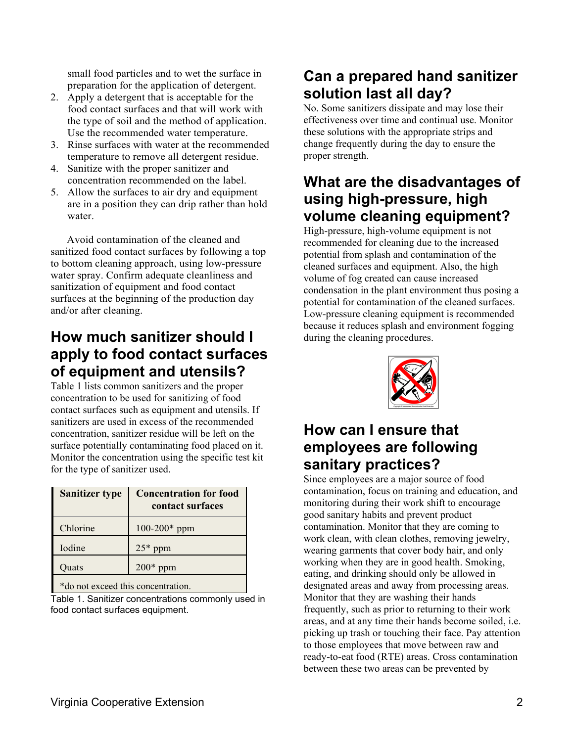small food particles and to wet the surface in preparation for the application of detergent.

2. Apply a detergent that is acceptable for the food contact surfaces and that will work with the type of soil and the method of application. Use the recommended water temperature.
3. Rinse surfaces with water at the recommended temperature to remove all detergent residue.
4. Sanitize with the proper sanitizer and concentration recommended on the label.
5. Allow the surfaces to air dry and equipment are in a position they can drip rather than hold water.

Avoid contamination of the cleaned and sanitized food contact surfaces by following a top to bottom cleaning approach, using low-pressure water spray. Confirm adequate cleanliness and sanitization of equipment and food contact surfaces at the beginning of the production day and/or after cleaning.

## How much sanitizer should I apply to food contact surfaces of equipment and utensils?

Table 1 lists common sanitizers and the proper concentration to be used for sanitizing of food contact surfaces such as equipment and utensils. If sanitizers are used in excess of the recommended concentration, sanitizer residue will be left on the surface potentially contaminating food placed on it. Monitor the concentration using the specific test kit for the type of sanitizer used.

| Sanitizer type | Concentration for food contact surfaces |
|---|---|
| Chlorine | 100-200* ppm |
| Iodine | 25* ppm |
| Quats | 200* ppm |
| *do not exceed this concentration. | |

Table 1. Sanitizer concentrations commonly used in food contact surfaces equipment.

## Can a prepared hand sanitizer solution last all day?

No. Some sanitizers dissipate and may lose their effectiveness over time and continual use. Monitor these solutions with the appropriate strips and change frequently during the day to ensure the proper strength.

## What are the disadvantages of using high-pressure, high volume cleaning equipment?

High-pressure, high-volume equipment is not recommended for cleaning due to the increased potential from splash and contamination of the cleaned surfaces and equipment. Also, the high volume of fog created can cause increased condensation in the plant environment thus posing a potential for contamination of the cleaned surfaces. Low-pressure cleaning equipment is recommended because it reduces splash and environment fogging during the cleaning procedures.

## How can I ensure that employees are following sanitary practices?

Since employees are a major source of food contamination, focus on training and education, and monitoring during their work shift to encourage good sanitary habits and prevent product contamination. Monitor that they are coming to work clean, with clean clothes, removing jewelry, wearing garments that cover body hair, and only working when they are in good health. Smoking, eating, and drinking should only be allowed in designated areas and away from processing areas. Monitor that they are washing their hands frequently, such as prior to returning to their work areas, and at any time their hands become soiled, i.e. picking up trash or touching their face. Pay attention to those employees that move between raw and ready-to-eat food (RTE) areas. Cross contamination between these two areas can be prevented by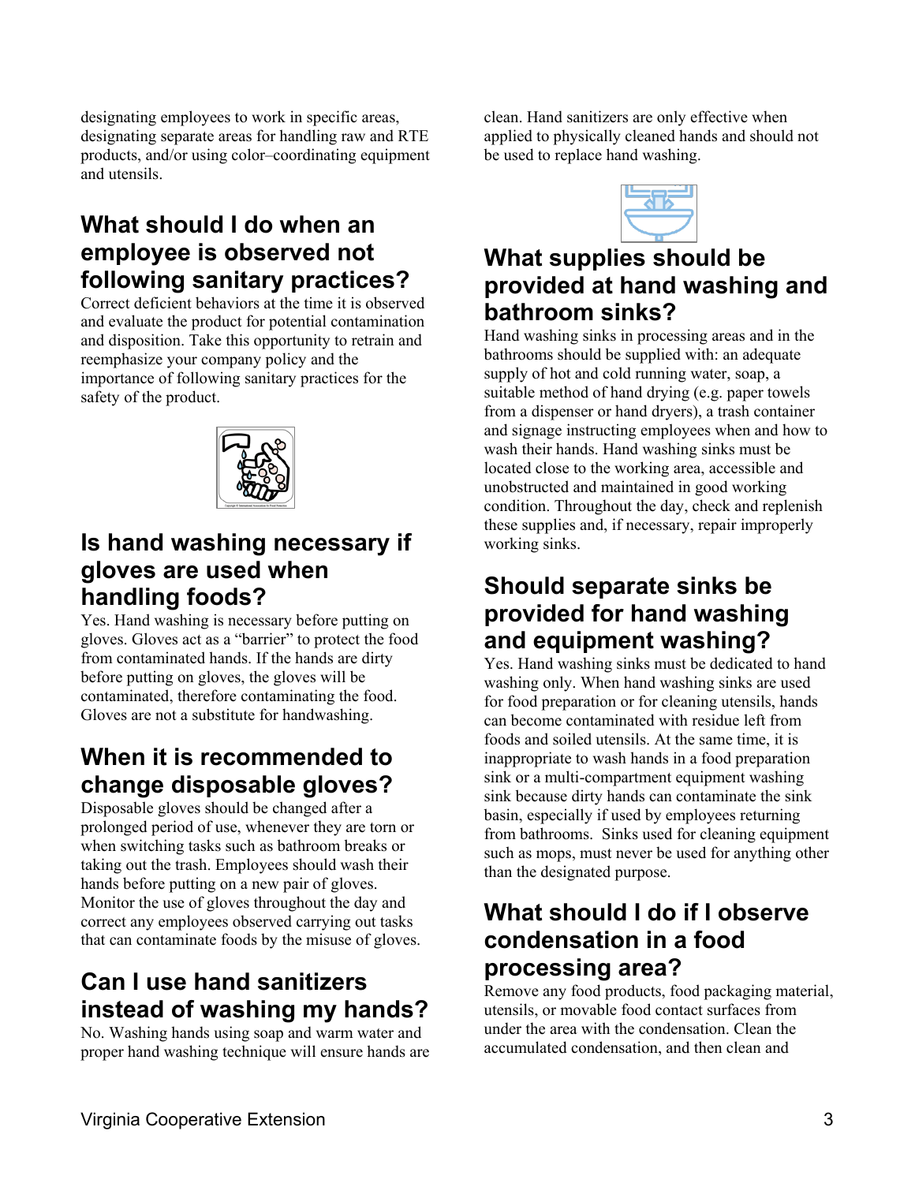designating employees to work in specific areas, designating separate areas for handling raw and RTE products, and/or using color–coordinating equipment and utensils.

## What should I do when an employee is observed not following sanitary practices?

Correct deficient behaviors at the time it is observed and evaluate the product for potential contamination and disposition. Take this opportunity to retrain and reemphasize your company policy and the importance of following sanitary practices for the safety of the product.

## Is hand washing necessary if gloves are used when handling foods?

Yes. Hand washing is necessary before putting on gloves. Gloves act as a "barrier" to protect the food from contaminated hands. If the hands are dirty before putting on gloves, the gloves will be contaminated, therefore contaminating the food. Gloves are not a substitute for handwashing.

## When it is recommended to change disposable gloves?

Disposable gloves should be changed after a prolonged period of use, whenever they are torn or when switching tasks such as bathroom breaks or taking out the trash. Employees should wash their hands before putting on a new pair of gloves. Monitor the use of gloves throughout the day and correct any employees observed carrying out tasks that can contaminate foods by the misuse of gloves.

## Can I use hand sanitizers instead of washing my hands?

No. Washing hands using soap and warm water and proper hand washing technique will ensure hands are clean. Hand sanitizers are only effective when applied to physically cleaned hands and should not be used to replace hand washing.

## What supplies should be provided at hand washing and bathroom sinks?

Hand washing sinks in processing areas and in the bathrooms should be supplied with: an adequate supply of hot and cold running water, soap, a suitable method of hand drying (e.g. paper towels from a dispenser or hand dryers), a trash container and signage instructing employees when and how to wash their hands. Hand washing sinks must be located close to the working area, accessible and unobstructed and maintained in good working condition. Throughout the day, check and replenish these supplies and, if necessary, repair improperly working sinks.

## Should separate sinks be provided for hand washing and equipment washing?

Yes. Hand washing sinks must be dedicated to hand washing only. When hand washing sinks are used for food preparation or for cleaning utensils, hands can become contaminated with residue left from foods and soiled utensils. At the same time, it is inappropriate to wash hands in a food preparation sink or a multi-compartment equipment washing sink because dirty hands can contaminate the sink basin, especially if used by employees returning from bathrooms. Sinks used for cleaning equipment such as mops, must never be used for anything other than the designated purpose.

## What should I do if I observe condensation in a food processing area?

Remove any food products, food packaging material, utensils, or movable food contact surfaces from under the area with the condensation. Clean the accumulated condensation, and then clean and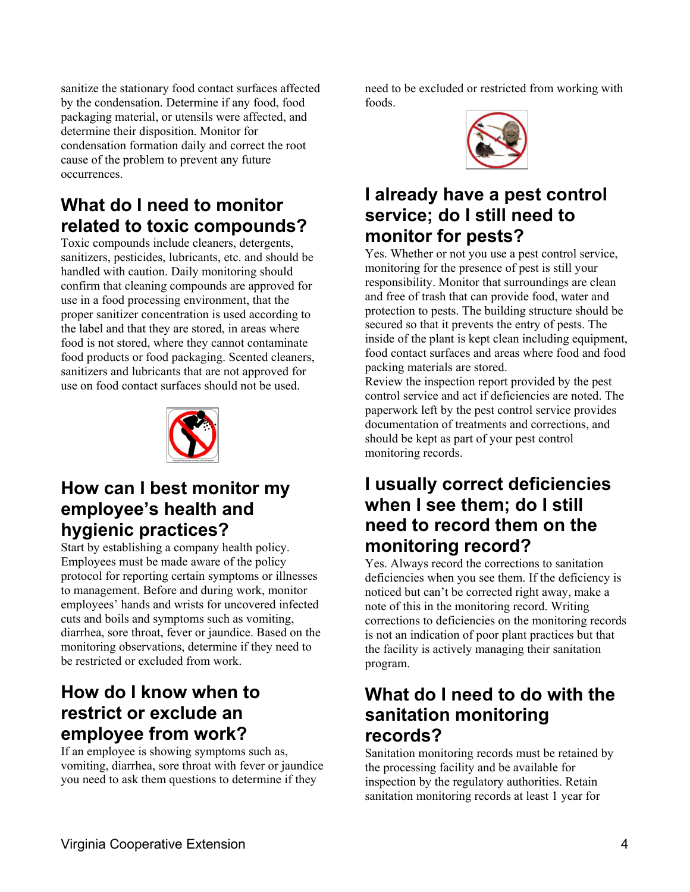sanitize the stationary food contact surfaces affected by the condensation. Determine if any food, food packaging material, or utensils were affected, and determine their disposition. Monitor for condensation formation daily and correct the root cause of the problem to prevent any future occurrences.

## What do I need to monitor related to toxic compounds?

Toxic compounds include cleaners, detergents, sanitizers, pesticides, lubricants, etc. and should be handled with caution. Daily monitoring should confirm that cleaning compounds are approved for use in a food processing environment, that the proper sanitizer concentration is used according to the label and that they are stored, in areas where food is not stored, where they cannot contaminate food products or food packaging. Scented cleaners, sanitizers and lubricants that are not approved for use on food contact surfaces should not be used.

## How can I best monitor my employee's health and hygienic practices?

Start by establishing a company health policy. Employees must be made aware of the policy protocol for reporting certain symptoms or illnesses to management. Before and during work, monitor employees' hands and wrists for uncovered infected cuts and boils and symptoms such as vomiting, diarrhea, sore throat, fever or jaundice. Based on the monitoring observations, determine if they need to be restricted or excluded from work.

## How do I know when to restrict or exclude an employee from work?

If an employee is showing symptoms such as, vomiting, diarrhea, sore throat with fever or jaundice you need to ask them questions to determine if they need to be excluded or restricted from working with foods.

## I already have a pest control service; do I still need to monitor for pests?

Yes. Whether or not you use a pest control service, monitoring for the presence of pest is still your responsibility. Monitor that surroundings are clean and free of trash that can provide food, water and protection to pests. The building structure should be secured so that it prevents the entry of pests. The inside of the plant is kept clean including equipment, food contact surfaces and areas where food and food packing materials are stored.

Review the inspection report provided by the pest control service and act if deficiencies are noted. The paperwork left by the pest control service provides documentation of treatments and corrections, and should be kept as part of your pest control monitoring records.

## I usually correct deficiencies when I see them; do I still need to record them on the monitoring record?

Yes. Always record the corrections to sanitation deficiencies when you see them. If the deficiency is noticed but can't be corrected right away, make a note of this in the monitoring record. Writing corrections to deficiencies on the monitoring records is not an indication of poor plant practices but that the facility is actively managing their sanitation program.

## What do I need to do with the sanitation monitoring records?

Sanitation monitoring records must be retained by the processing facility and be available for inspection by the regulatory authorities. Retain sanitation monitoring records at least 1 year for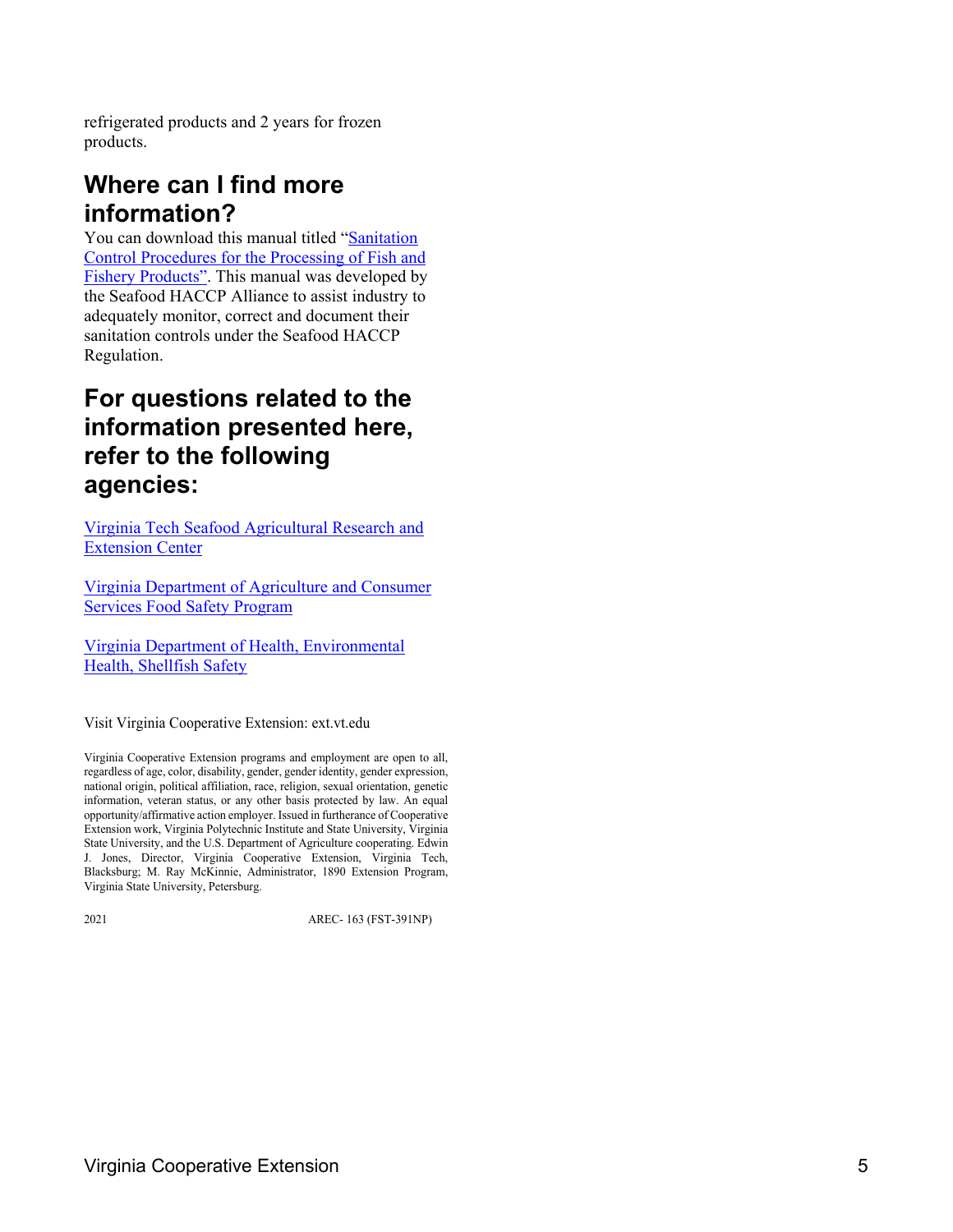refrigerated products and 2 years for frozen products.

## Where can I find more information?

You can download this manual titled "Sanitation Control Procedures for the Processing of Fish and Fishery Products". This manual was developed by the Seafood HACCP Alliance to assist industry to adequately monitor, correct and document their sanitation controls under the Seafood HACCP Regulation.

## For questions related to the information presented here, refer to the following agencies:

Virginia Tech Seafood Agricultural Research and Extension Center

Virginia Department of Agriculture and Consumer Services Food Safety Program

Virginia Department of Health, Environmental Health, Shellfish Safety

Visit Virginia Cooperative Extension: ext.vt.edu

Virginia Cooperative Extension programs and employment are open to all, regardless of age, color, disability, gender, gender identity, gender expression, national origin, political affiliation, race, religion, sexual orientation, genetic information, veteran status, or any other basis protected by law. An equal opportunity/affirmative action employer. Issued in furtherance of Cooperative Extension work, Virginia Polytechnic Institute and State University, Virginia State University, and the U.S. Department of Agriculture cooperating. Edwin J. Jones, Director, Virginia Cooperative Extension, Virginia Tech, Blacksburg; M. Ray McKinnie, Administrator, 1890 Extension Program, Virginia State University, Petersburg.

2021 AREC- 163 (FST-391NP)